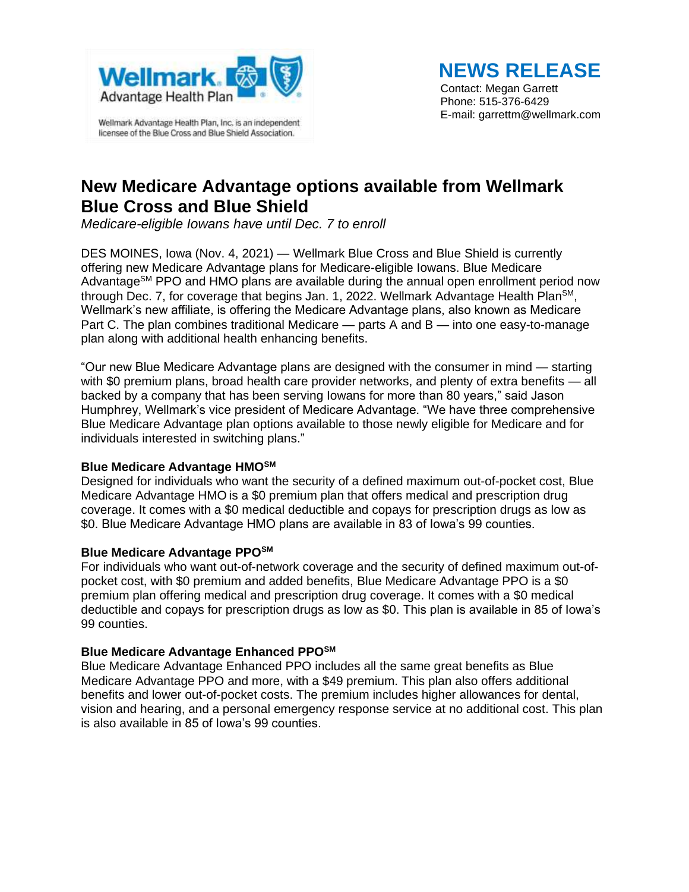Wellmark Advantage Health Plan

Wellmark Advantage Health Plan, Inc. is an independent licensee of the Blue Cross and Blue Shield Association.

**NEWS RELEASE**

Contact: Megan Garrett
Phone: 515-376-6429
E-mail: garrettm@wellmark.com

# New Medicare Advantage options available from Wellmark Blue Cross and Blue Shield

*Medicare-eligible Iowans have until Dec. 7 to enroll*

DES MOINES, Iowa (Nov. 4, 2021) — Wellmark Blue Cross and Blue Shield is currently offering new Medicare Advantage plans for Medicare-eligible Iowans. Blue Medicare Advantage℠ PPO and HMO plans are available during the annual open enrollment period now through Dec. 7, for coverage that begins Jan. 1, 2022. Wellmark Advantage Health Plan℠, Wellmark's new affiliate, is offering the Medicare Advantage plans, also known as Medicare Part C. The plan combines traditional Medicare — parts A and B — into one easy-to-manage plan along with additional health enhancing benefits.

"Our new Blue Medicare Advantage plans are designed with the consumer in mind — starting with $0 premium plans, broad health care provider networks, and plenty of extra benefits — all backed by a company that has been serving Iowans for more than 80 years," said Jason Humphrey, Wellmark's vice president of Medicare Advantage. "We have three comprehensive Blue Medicare Advantage plan options available to those newly eligible for Medicare and for individuals interested in switching plans."

**Blue Medicare Advantage HMO℠**

Designed for individuals who want the security of a defined maximum out-of-pocket cost, Blue Medicare Advantage HMO is a $0 premium plan that offers medical and prescription drug coverage. It comes with a $0 medical deductible and copays for prescription drugs as low as $0. Blue Medicare Advantage HMO plans are available in 83 of Iowa's 99 counties.

**Blue Medicare Advantage PPO℠**

For individuals who want out-of-network coverage and the security of defined maximum out-of-pocket cost, with $0 premium and added benefits, Blue Medicare Advantage PPO is a $0 premium plan offering medical and prescription drug coverage. It comes with a $0 medical deductible and copays for prescription drugs as low as $0. This plan is available in 85 of Iowa's 99 counties.

**Blue Medicare Advantage Enhanced PPO℠**

Blue Medicare Advantage Enhanced PPO includes all the same great benefits as Blue Medicare Advantage PPO and more, with a $49 premium. This plan also offers additional benefits and lower out-of-pocket costs. The premium includes higher allowances for dental, vision and hearing, and a personal emergency response service at no additional cost. This plan is also available in 85 of Iowa's 99 counties.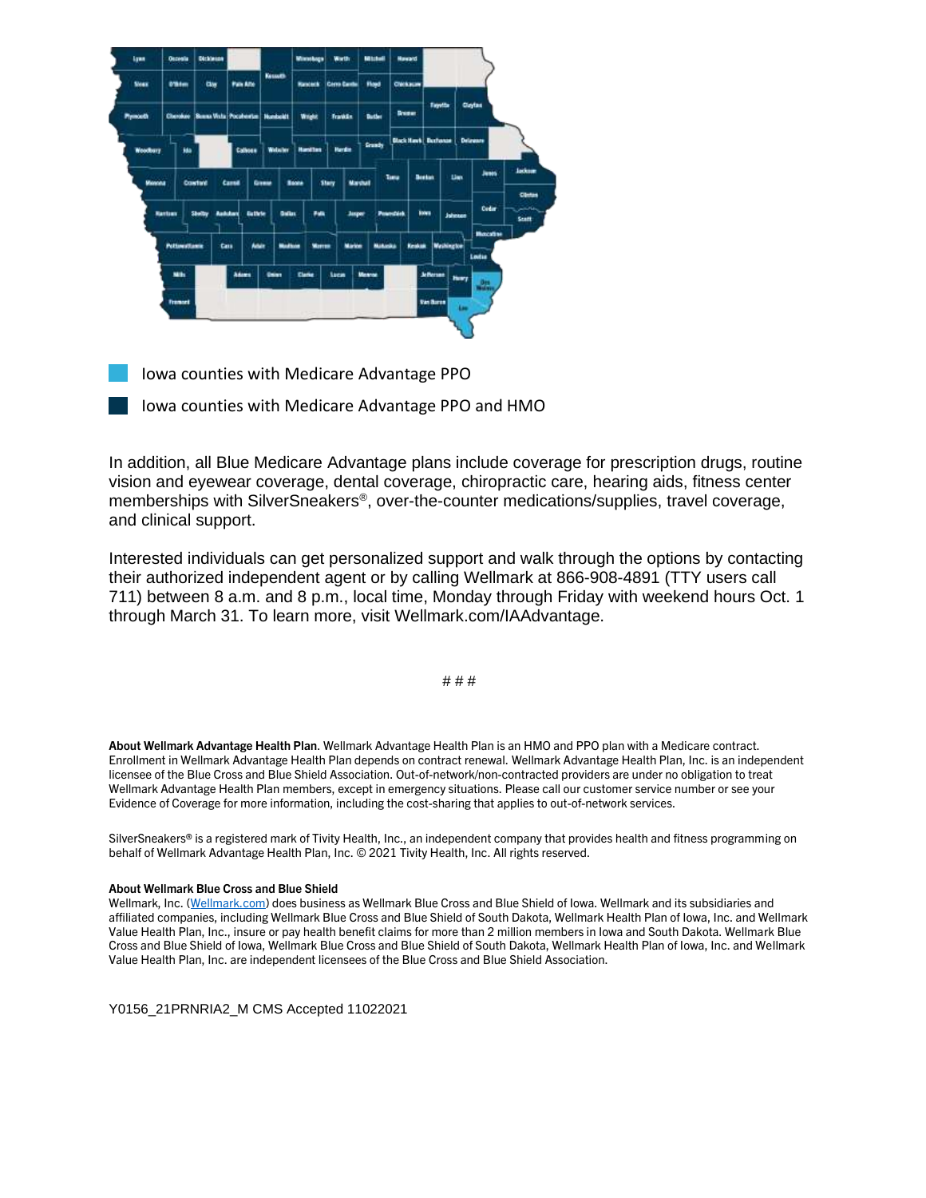Iowa counties with Medicare Advantage PPO

Iowa counties with Medicare Advantage PPO and HMO

In addition, all Blue Medicare Advantage plans include coverage for prescription drugs, routine vision and eyewear coverage, dental coverage, chiropractic care, hearing aids, fitness center memberships with SilverSneakers®, over-the-counter medications/supplies, travel coverage, and clinical support.

Interested individuals can get personalized support and walk through the options by contacting their authorized independent agent or by calling Wellmark at 866-908-4891 (TTY users call 711) between 8 a.m. and 8 p.m., local time, Monday through Friday with weekend hours Oct. 1 through March 31. To learn more, visit Wellmark.com/IAAdvantage.

# # #

**About Wellmark Advantage Health Plan**. Wellmark Advantage Health Plan is an HMO and PPO plan with a Medicare contract. Enrollment in Wellmark Advantage Health Plan depends on contract renewal. Wellmark Advantage Health Plan, Inc. is an independent licensee of the Blue Cross and Blue Shield Association. Out-of-network/non-contracted providers are under no obligation to treat Wellmark Advantage Health Plan members, except in emergency situations. Please call our customer service number or see your Evidence of Coverage for more information, including the cost-sharing that applies to out-of-network services.

SilverSneakers® is a registered mark of Tivity Health, Inc., an independent company that provides health and fitness programming on behalf of Wellmark Advantage Health Plan, Inc. © 2021 Tivity Health, Inc. All rights reserved.

**About Wellmark Blue Cross and Blue Shield**
Wellmark, Inc. (Wellmark.com) does business as Wellmark Blue Cross and Blue Shield of Iowa. Wellmark and its subsidiaries and affiliated companies, including Wellmark Blue Cross and Blue Shield of South Dakota, Wellmark Health Plan of Iowa, Inc. and Wellmark Value Health Plan, Inc., insure or pay health benefit claims for more than 2 million members in Iowa and South Dakota. Wellmark Blue Cross and Blue Shield of Iowa, Wellmark Blue Cross and Blue Shield of South Dakota, Wellmark Health Plan of Iowa, Inc. and Wellmark Value Health Plan, Inc. are independent licensees of the Blue Cross and Blue Shield Association.

Y0156_21PRNRIA2_M CMS Accepted 11022021